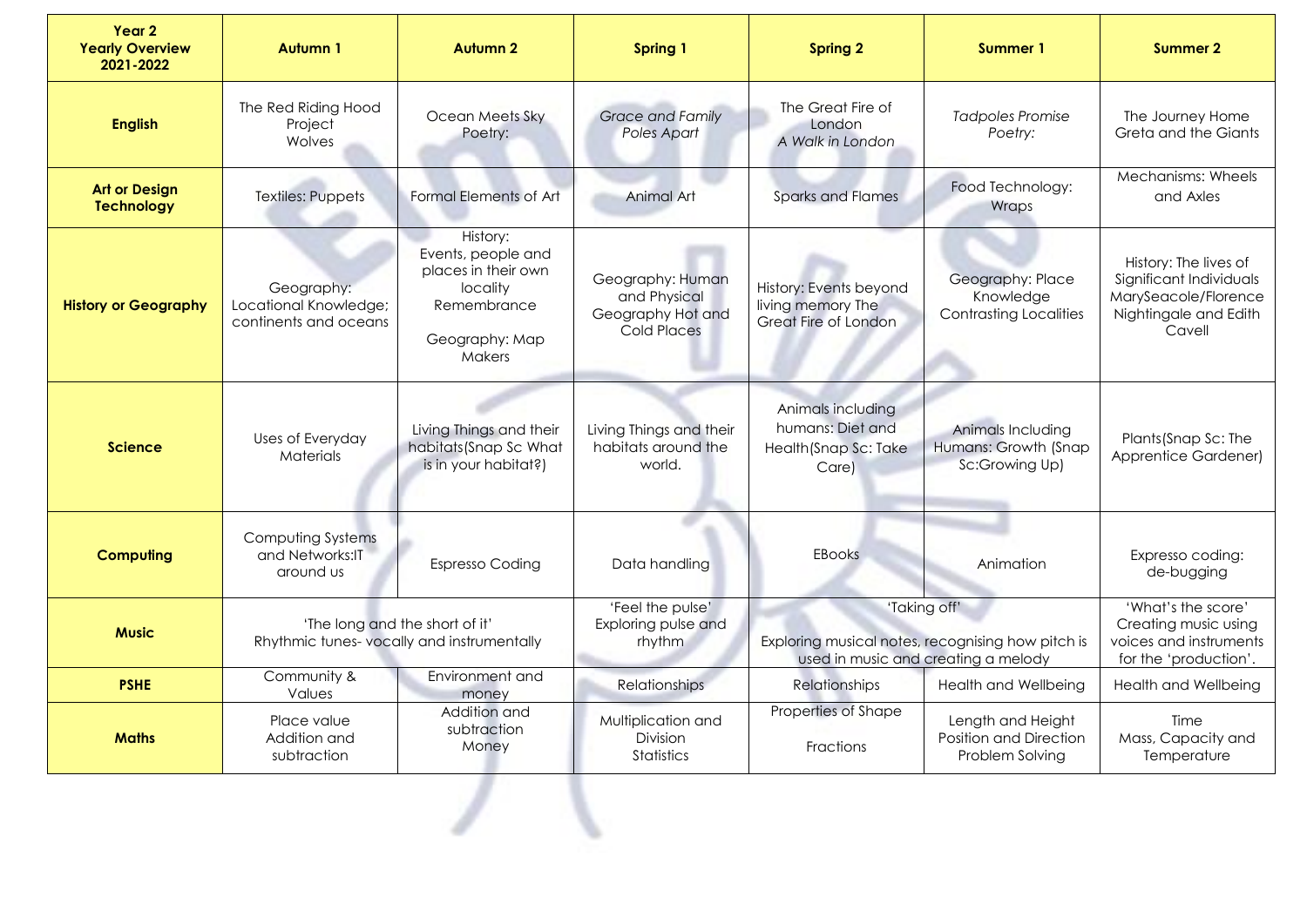| Year 2 Yearly Overview 2021-2022 | Autumn 1 | Autumn 2 | Spring 1 | Spring 2 | Summer 1 | Summer 2 |
|---|---|---|---|---|---|---|
| **English** | The Red Riding Hood Project Wolves | Ocean Meets Sky Poetry: | *Grace and Family* *Poles Apart* | The Great Fire of London *A Walk in London* | *Tadpoles Promise* Poetry: | The Journey Home Greta and the Giants |
| **Art or Design Technology** | Textiles: Puppets | Formal Elements of Art | Animal Art | Sparks and Flames | Food Technology: Wraps | Mechanisms: Wheels and Axles |
| **History or Geography** | Geography: Locational Knowledge; continents and oceans | History: Events, people and places in their own locality Remembrance Geography: Map Makers | Geography: Human and Physical Geography Hot and Cold Places | History: Events beyond living memory The Great Fire of London | Geography: Place Knowledge Contrasting Localities | History: The lives of Significant Individuals MarySeacole/Florence Nightingale and Edith Cavell |
| **Science** | Uses of Everyday Materials | Living Things and their habitats(Snap Sc What is in your habitat?) | Living Things and their habitats around the world. | Animals including humans: Diet and Health(Snap Sc: Take Care) | Animals Including Humans: Growth (Snap Sc:Growing Up) | Plants(Snap Sc: The Apprentice Gardener) |
| **Computing** | Computing Systems and Networks:IT around us | Espresso Coding | Data handling | EBooks | Animation | Expresso coding: de-bugging |
| **Music** | 'The long and the short of it' Rhythmic tunes- vocally and instrumentally | | 'Feel the pulse' Exploring pulse and rhythm | 'Taking off' Exploring musical notes, recognising how pitch is used in music and creating a melody | | 'What's the score' Creating music using voices and instruments for the 'production'. |
| **PSHE** | Community & Values | Environment and money | Relationships | Relationships | Health and Wellbeing | Health and Wellbeing |
| **Maths** | Place value Addition and subtraction | Addition and subtraction Money | Multiplication and Division Statistics | Properties of Shape Fractions | Length and Height Position and Direction Problem Solving | Time Mass, Capacity and Temperature |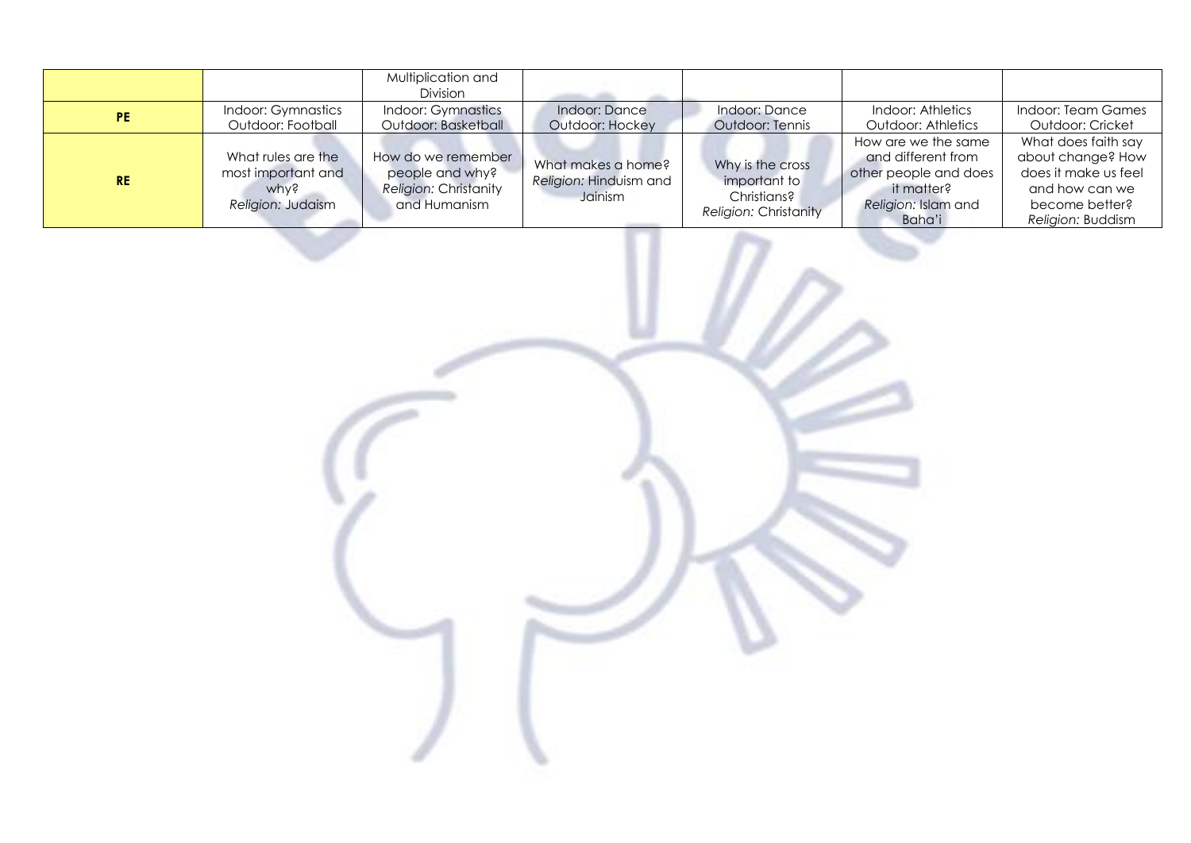| | | | | | | |
|---|---|---|---|---|---|---|
| | | Multiplication and Division | | | | |
| **PE** | Indoor: Gymnastics Outdoor: Football | Indoor: Gymnastics Outdoor: Basketball | Indoor: Dance Outdoor: Hockey | Indoor: Dance Outdoor: Tennis | Indoor: Athletics Outdoor: Athletics | Indoor: Team Games Outdoor: Cricket |
| **RE** | What rules are the most important and why? *Religion:* Judaism | How do we remember people and why? *Religion:* Christianity and Humanism | What makes a home? *Religion:* Hinduism and Jainism | Why is the cross important to Christians? *Religion:* Christanity | How are we the same and different from other people and does it matter? *Religion:* Islam and Baha'i | What does faith say about change? How does it make us feel and how can we become better? *Religion:* Buddism |